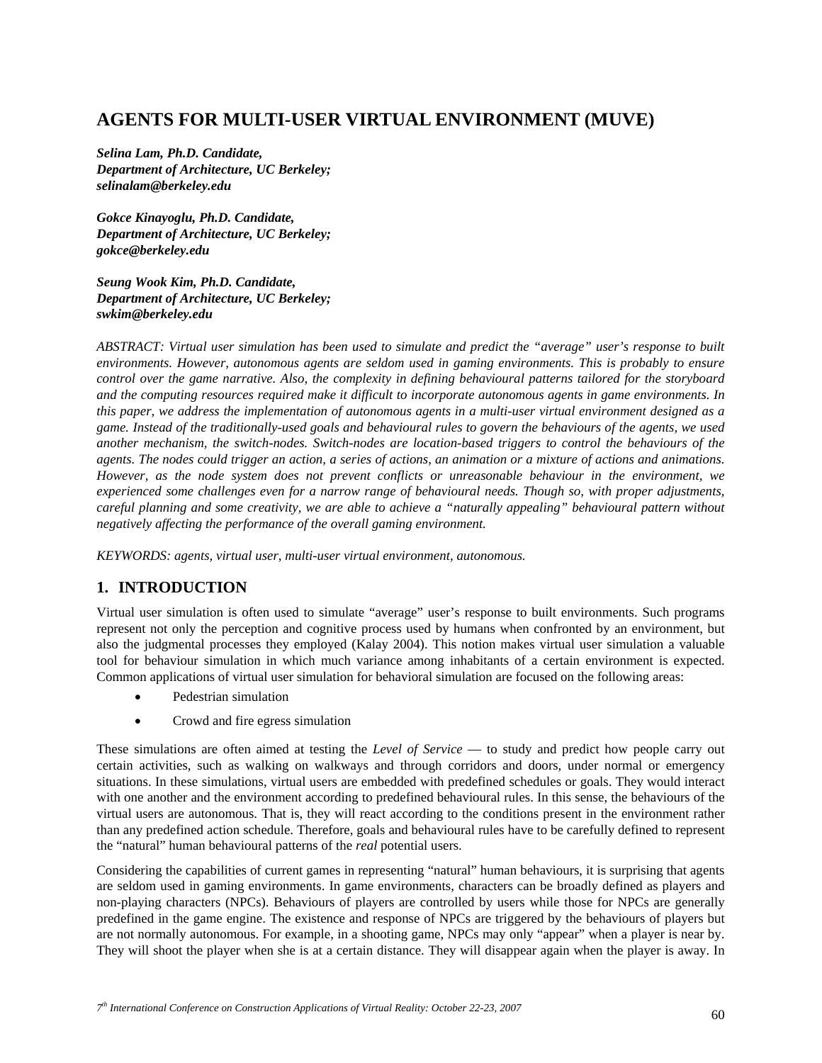# AGENTS FOR MULTI-USER VIRTUAL ENVIRONMENT (MUVE)

***Selina Lam, Ph.D. Candidate,***
***Department of Architecture, UC Berkeley;***
***selinalam@berkeley.edu***

***Gokce Kinayoglu, Ph.D. Candidate,***
***Department of Architecture, UC Berkeley;***
***gokce@berkeley.edu***

***Seung Wook Kim, Ph.D. Candidate,***
***Department of Architecture, UC Berkeley;***
***swkim@berkeley.edu***

*ABSTRACT: Virtual user simulation has been used to simulate and predict the "average" user's response to built environments. However, autonomous agents are seldom used in gaming environments. This is probably to ensure control over the game narrative. Also, the complexity in defining behavioural patterns tailored for the storyboard and the computing resources required make it difficult to incorporate autonomous agents in game environments. In this paper, we address the implementation of autonomous agents in a multi-user virtual environment designed as a game. Instead of the traditionally-used goals and behavioural rules to govern the behaviours of the agents, we used another mechanism, the switch-nodes. Switch-nodes are location-based triggers to control the behaviours of the agents. The nodes could trigger an action, a series of actions, an animation or a mixture of actions and animations. However, as the node system does not prevent conflicts or unreasonable behaviour in the environment, we experienced some challenges even for a narrow range of behavioural needs. Though so, with proper adjustments, careful planning and some creativity, we are able to achieve a "naturally appealing" behavioural pattern without negatively affecting the performance of the overall gaming environment.*

*KEYWORDS: agents, virtual user, multi-user virtual environment, autonomous.*

## 1. INTRODUCTION

Virtual user simulation is often used to simulate "average" user's response to built environments. Such programs represent not only the perception and cognitive process used by humans when confronted by an environment, but also the judgmental processes they employed (Kalay 2004). This notion makes virtual user simulation a valuable tool for behaviour simulation in which much variance among inhabitants of a certain environment is expected. Common applications of virtual user simulation for behavioral simulation are focused on the following areas:

- Pedestrian simulation
- Crowd and fire egress simulation

These simulations are often aimed at testing the *Level of Service* — to study and predict how people carry out certain activities, such as walking on walkways and through corridors and doors, under normal or emergency situations. In these simulations, virtual users are embedded with predefined schedules or goals. They would interact with one another and the environment according to predefined behavioural rules. In this sense, the behaviours of the virtual users are autonomous. That is, they will react according to the conditions present in the environment rather than any predefined action schedule. Therefore, goals and behavioural rules have to be carefully defined to represent the "natural" human behavioural patterns of the *real* potential users.

Considering the capabilities of current games in representing "natural" human behaviours, it is surprising that agents are seldom used in gaming environments. In game environments, characters can be broadly defined as players and non-playing characters (NPCs). Behaviours of players are controlled by users while those for NPCs are generally predefined in the game engine. The existence and response of NPCs are triggered by the behaviours of players but are not normally autonomous. For example, in a shooting game, NPCs may only "appear" when a player is near by. They will shoot the player when she is at a certain distance. They will disappear again when the player is away. In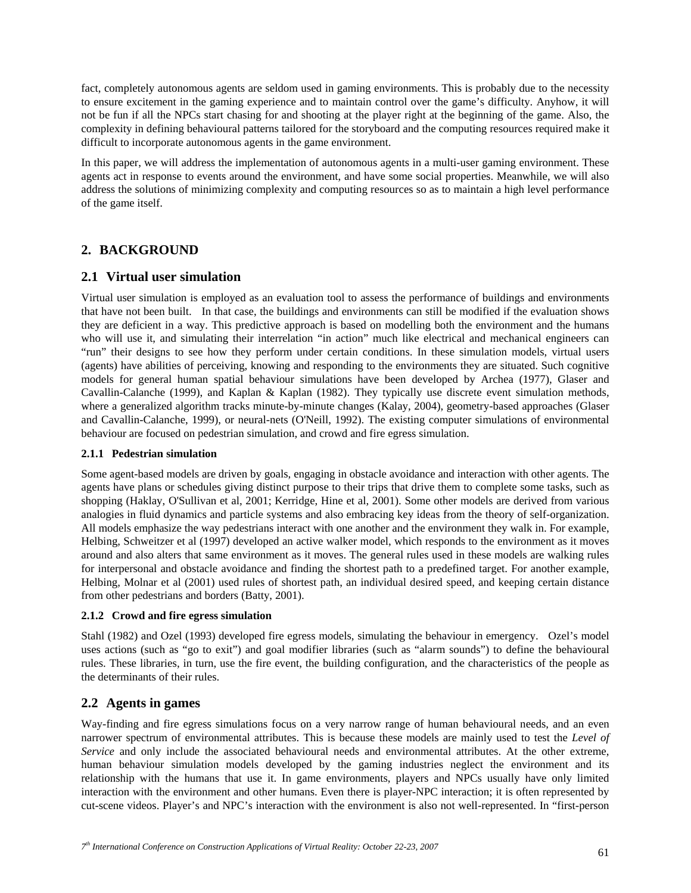fact, completely autonomous agents are seldom used in gaming environments. This is probably due to the necessity to ensure excitement in the gaming experience and to maintain control over the game's difficulty. Anyhow, it will not be fun if all the NPCs start chasing for and shooting at the player right at the beginning of the game. Also, the complexity in defining behavioural patterns tailored for the storyboard and the computing resources required make it difficult to incorporate autonomous agents in the game environment.

In this paper, we will address the implementation of autonomous agents in a multi-user gaming environment. These agents act in response to events around the environment, and have some social properties. Meanwhile, we will also address the solutions of minimizing complexity and computing resources so as to maintain a high level performance of the game itself.

## 2. BACKGROUND

### 2.1 Virtual user simulation

Virtual user simulation is employed as an evaluation tool to assess the performance of buildings and environments that have not been built. In that case, the buildings and environments can still be modified if the evaluation shows they are deficient in a way. This predictive approach is based on modelling both the environment and the humans who will use it, and simulating their interrelation "in action" much like electrical and mechanical engineers can "run" their designs to see how they perform under certain conditions. In these simulation models, virtual users (agents) have abilities of perceiving, knowing and responding to the environments they are situated. Such cognitive models for general human spatial behaviour simulations have been developed by Archea (1977), Glaser and Cavallin-Calanche (1999), and Kaplan & Kaplan (1982). They typically use discrete event simulation methods, where a generalized algorithm tracks minute-by-minute changes (Kalay, 2004), geometry-based approaches (Glaser and Cavallin-Calanche, 1999), or neural-nets (O'Neill, 1992). The existing computer simulations of environmental behaviour are focused on pedestrian simulation, and crowd and fire egress simulation.

#### 2.1.1 Pedestrian simulation

Some agent-based models are driven by goals, engaging in obstacle avoidance and interaction with other agents. The agents have plans or schedules giving distinct purpose to their trips that drive them to complete some tasks, such as shopping (Haklay, O'Sullivan et al, 2001; Kerridge, Hine et al, 2001). Some other models are derived from various analogies in fluid dynamics and particle systems and also embracing key ideas from the theory of self-organization. All models emphasize the way pedestrians interact with one another and the environment they walk in. For example, Helbing, Schweitzer et al (1997) developed an active walker model, which responds to the environment as it moves around and also alters that same environment as it moves. The general rules used in these models are walking rules for interpersonal and obstacle avoidance and finding the shortest path to a predefined target. For another example, Helbing, Molnar et al (2001) used rules of shortest path, an individual desired speed, and keeping certain distance from other pedestrians and borders (Batty, 2001).

#### 2.1.2 Crowd and fire egress simulation

Stahl (1982) and Ozel (1993) developed fire egress models, simulating the behaviour in emergency. Ozel's model uses actions (such as "go to exit") and goal modifier libraries (such as "alarm sounds") to define the behavioural rules. These libraries, in turn, use the fire event, the building configuration, and the characteristics of the people as the determinants of their rules.

### 2.2 Agents in games

Way-finding and fire egress simulations focus on a very narrow range of human behavioural needs, and an even narrower spectrum of environmental attributes. This is because these models are mainly used to test the *Level of Service* and only include the associated behavioural needs and environmental attributes. At the other extreme, human behaviour simulation models developed by the gaming industries neglect the environment and its relationship with the humans that use it. In game environments, players and NPCs usually have only limited interaction with the environment and other humans. Even there is player-NPC interaction; it is often represented by cut-scene videos. Player's and NPC's interaction with the environment is also not well-represented. In "first-person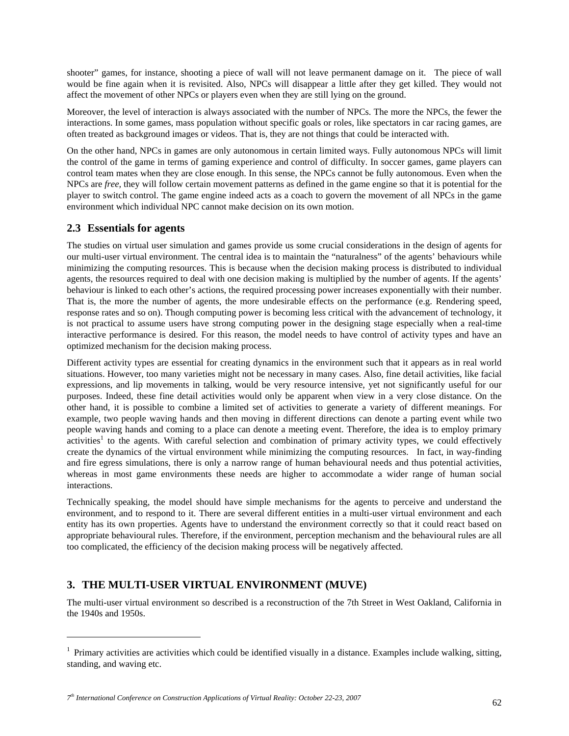shooter" games, for instance, shooting a piece of wall will not leave permanent damage on it. The piece of wall would be fine again when it is revisited. Also, NPCs will disappear a little after they get killed. They would not affect the movement of other NPCs or players even when they are still lying on the ground.

Moreover, the level of interaction is always associated with the number of NPCs. The more the NPCs, the fewer the interactions. In some games, mass population without specific goals or roles, like spectators in car racing games, are often treated as background images or videos. That is, they are not things that could be interacted with.

On the other hand, NPCs in games are only autonomous in certain limited ways. Fully autonomous NPCs will limit the control of the game in terms of gaming experience and control of difficulty. In soccer games, game players can control team mates when they are close enough. In this sense, the NPCs cannot be fully autonomous. Even when the NPCs are *free,* they will follow certain movement patterns as defined in the game engine so that it is potential for the player to switch control. The game engine indeed acts as a coach to govern the movement of all NPCs in the game environment which individual NPC cannot make decision on its own motion.

## 2.3 Essentials for agents

The studies on virtual user simulation and games provide us some crucial considerations in the design of agents for our multi-user virtual environment. The central idea is to maintain the "naturalness" of the agents' behaviours while minimizing the computing resources. This is because when the decision making process is distributed to individual agents, the resources required to deal with one decision making is multiplied by the number of agents. If the agents' behaviour is linked to each other's actions, the required processing power increases exponentially with their number. That is, the more the number of agents, the more undesirable effects on the performance (e.g. Rendering speed, response rates and so on). Though computing power is becoming less critical with the advancement of technology, it is not practical to assume users have strong computing power in the designing stage especially when a real-time interactive performance is desired. For this reason, the model needs to have control of activity types and have an optimized mechanism for the decision making process.

Different activity types are essential for creating dynamics in the environment such that it appears as in real world situations. However, too many varieties might not be necessary in many cases. Also, fine detail activities, like facial expressions, and lip movements in talking, would be very resource intensive, yet not significantly useful for our purposes. Indeed, these fine detail activities would only be apparent when view in a very close distance. On the other hand, it is possible to combine a limited set of activities to generate a variety of different meanings. For example, two people waving hands and then moving in different directions can denote a parting event while two people waving hands and coming to a place can denote a meeting event. Therefore, the idea is to employ primary activities[1] to the agents. With careful selection and combination of primary activity types, we could effectively create the dynamics of the virtual environment while minimizing the computing resources. In fact, in way-finding and fire egress simulations, there is only a narrow range of human behavioural needs and thus potential activities, whereas in most game environments these needs are higher to accommodate a wider range of human social interactions.

Technically speaking, the model should have simple mechanisms for the agents to perceive and understand the environment, and to respond to it. There are several different entities in a multi-user virtual environment and each entity has its own properties. Agents have to understand the environment correctly so that it could react based on appropriate behavioural rules. Therefore, if the environment, perception mechanism and the behavioural rules are all too complicated, the efficiency of the decision making process will be negatively affected.

# 3. THE MULTI-USER VIRTUAL ENVIRONMENT (MUVE)

The multi-user virtual environment so described is a reconstruction of the 7th Street in West Oakland, California in the 1940s and 1950s.

---

[1] Primary activities are activities which could be identified visually in a distance. Examples include walking, sitting, standing, and waving etc.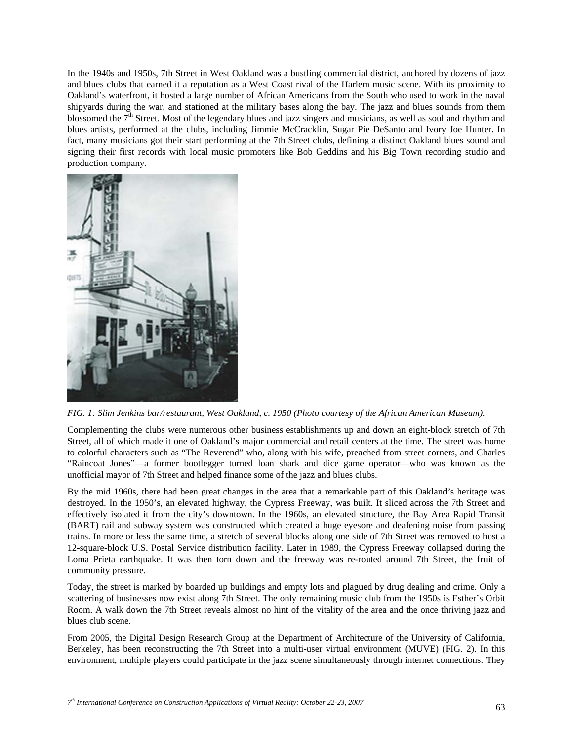In the 1940s and 1950s, 7th Street in West Oakland was a bustling commercial district, anchored by dozens of jazz and blues clubs that earned it a reputation as a West Coast rival of the Harlem music scene. With its proximity to Oakland's waterfront, it hosted a large number of African Americans from the South who used to work in the naval shipyards during the war, and stationed at the military bases along the bay. The jazz and blues sounds from them blossomed the 7th Street. Most of the legendary blues and jazz singers and musicians, as well as soul and rhythm and blues artists, performed at the clubs, including Jimmie McCracklin, Sugar Pie DeSanto and Ivory Joe Hunter. In fact, many musicians got their start performing at the 7th Street clubs, defining a distinct Oakland blues sound and signing their first records with local music promoters like Bob Geddins and his Big Town recording studio and production company.

*FIG. 1: Slim Jenkins bar/restaurant, West Oakland, c. 1950 (Photo courtesy of the African American Museum).*

Complementing the clubs were numerous other business establishments up and down an eight-block stretch of 7th Street, all of which made it one of Oakland's major commercial and retail centers at the time. The street was home to colorful characters such as "The Reverend" who, along with his wife, preached from street corners, and Charles "Raincoat Jones"—a former bootlegger turned loan shark and dice game operator—who was known as the unofficial mayor of 7th Street and helped finance some of the jazz and blues clubs.

By the mid 1960s, there had been great changes in the area that a remarkable part of this Oakland's heritage was destroyed. In the 1950's, an elevated highway, the Cypress Freeway, was built. It sliced across the 7th Street and effectively isolated it from the city's downtown. In the 1960s, an elevated structure, the Bay Area Rapid Transit (BART) rail and subway system was constructed which created a huge eyesore and deafening noise from passing trains. In more or less the same time, a stretch of several blocks along one side of 7th Street was removed to host a 12-square-block U.S. Postal Service distribution facility. Later in 1989, the Cypress Freeway collapsed during the Loma Prieta earthquake. It was then torn down and the freeway was re-routed around 7th Street, the fruit of community pressure.

Today, the street is marked by boarded up buildings and empty lots and plagued by drug dealing and crime. Only a scattering of businesses now exist along 7th Street. The only remaining music club from the 1950s is Esther's Orbit Room. A walk down the 7th Street reveals almost no hint of the vitality of the area and the once thriving jazz and blues club scene.

From 2005, the Digital Design Research Group at the Department of Architecture of the University of California, Berkeley, has been reconstructing the 7th Street into a multi-user virtual environment (MUVE) (FIG. 2). In this environment, multiple players could participate in the jazz scene simultaneously through internet connections. They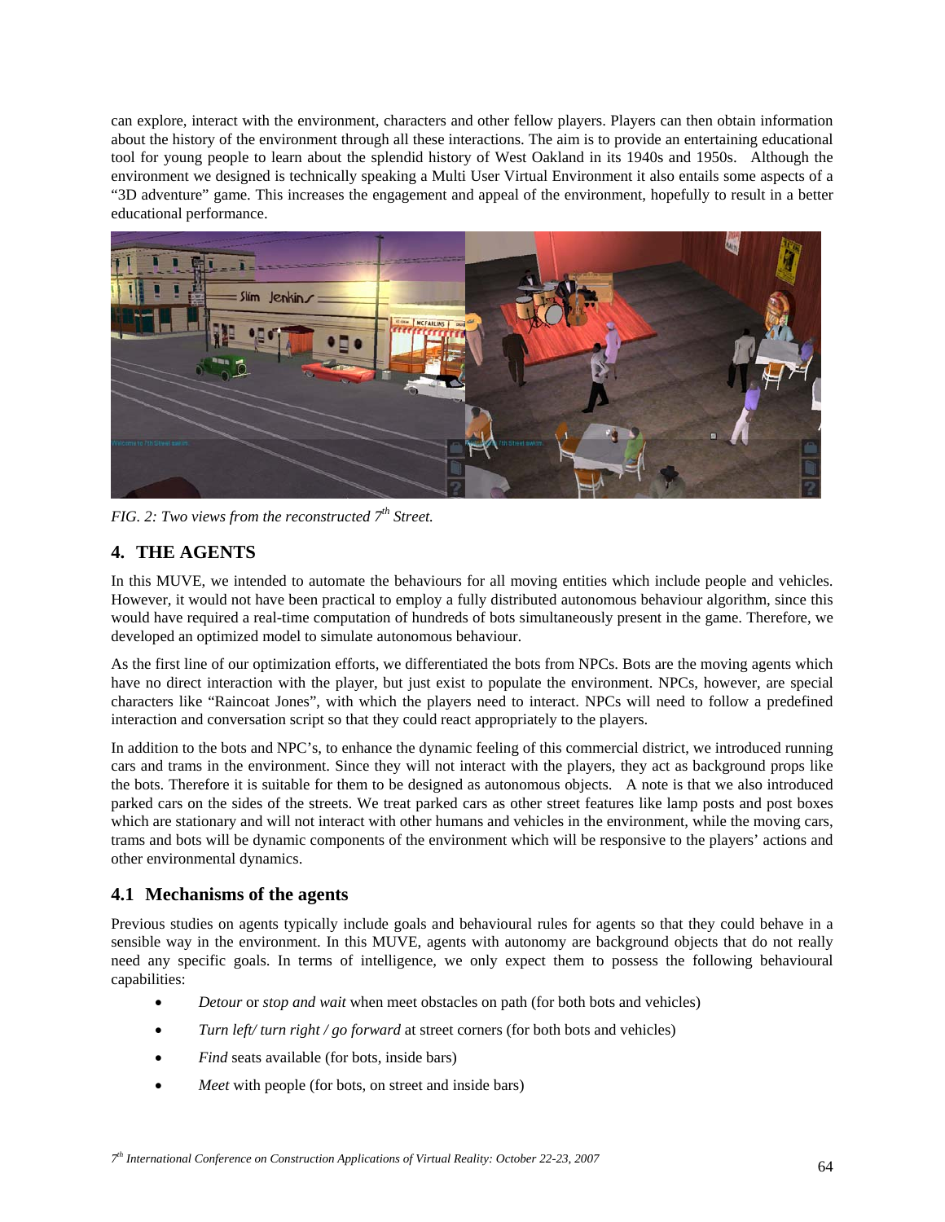can explore, interact with the environment, characters and other fellow players. Players can then obtain information about the history of the environment through all these interactions. The aim is to provide an entertaining educational tool for young people to learn about the splendid history of West Oakland in its 1940s and 1950s. Although the environment we designed is technically speaking a Multi User Virtual Environment it also entails some aspects of a "3D adventure" game. This increases the engagement and appeal of the environment, hopefully to result in a better educational performance.

*FIG. 2: Two views from the reconstructed 7th Street.*

## 4. THE AGENTS

In this MUVE, we intended to automate the behaviours for all moving entities which include people and vehicles. However, it would not have been practical to employ a fully distributed autonomous behaviour algorithm, since this would have required a real-time computation of hundreds of bots simultaneously present in the game. Therefore, we developed an optimized model to simulate autonomous behaviour.

As the first line of our optimization efforts, we differentiated the bots from NPCs. Bots are the moving agents which have no direct interaction with the player, but just exist to populate the environment. NPCs, however, are special characters like "Raincoat Jones", with which the players need to interact. NPCs will need to follow a predefined interaction and conversation script so that they could react appropriately to the players.

In addition to the bots and NPC's, to enhance the dynamic feeling of this commercial district, we introduced running cars and trams in the environment. Since they will not interact with the players, they act as background props like the bots. Therefore it is suitable for them to be designed as autonomous objects. A note is that we also introduced parked cars on the sides of the streets. We treat parked cars as other street features like lamp posts and post boxes which are stationary and will not interact with other humans and vehicles in the environment, while the moving cars, trams and bots will be dynamic components of the environment which will be responsive to the players' actions and other environmental dynamics.

### 4.1 Mechanisms of the agents

Previous studies on agents typically include goals and behavioural rules for agents so that they could behave in a sensible way in the environment. In this MUVE, agents with autonomy are background objects that do not really need any specific goals. In terms of intelligence, we only expect them to possess the following behavioural capabilities:

- *Detour* or *stop and wait* when meet obstacles on path (for both bots and vehicles)
- *Turn left/ turn right / go forward* at street corners (for both bots and vehicles)
- *Find* seats available (for bots, inside bars)
- *Meet* with people (for bots, on street and inside bars)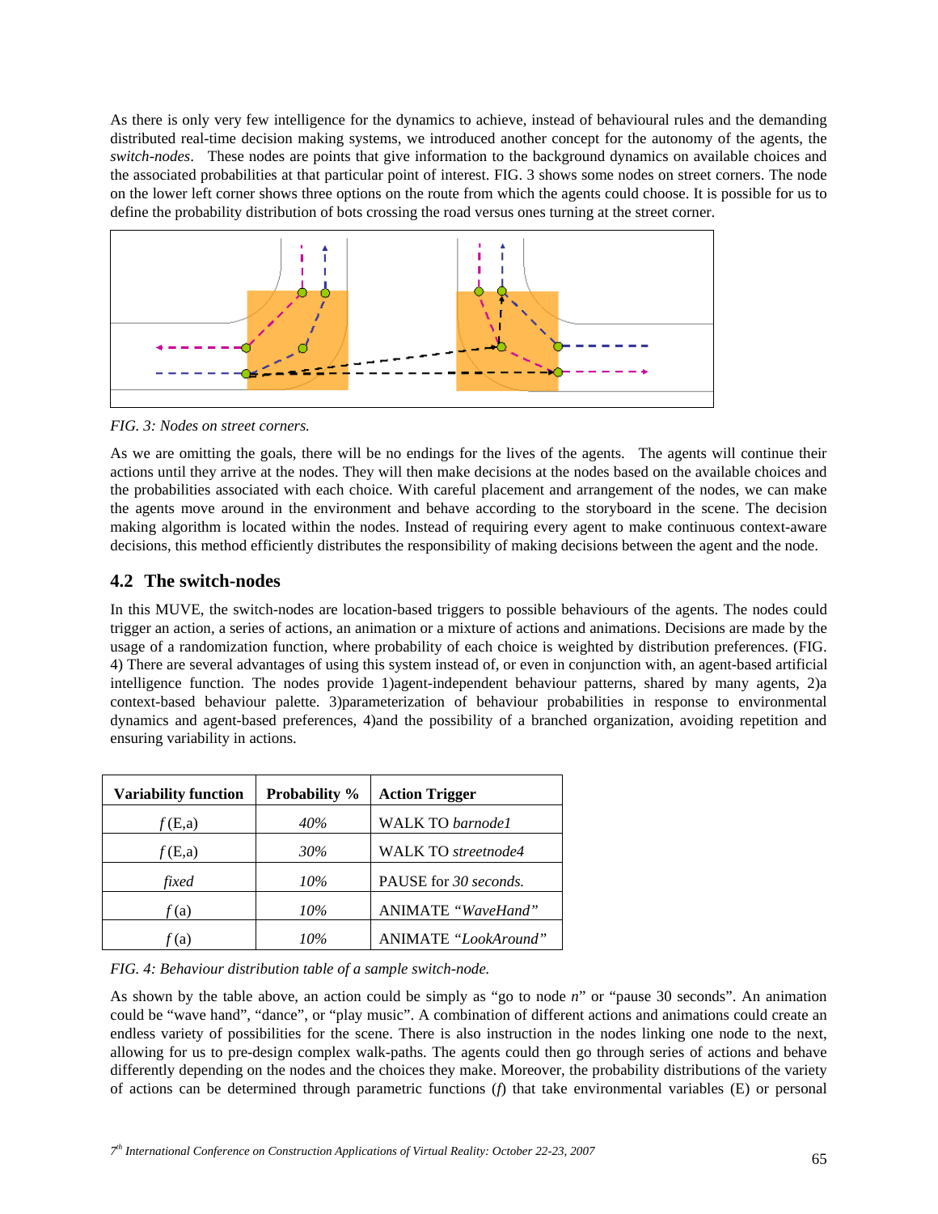As there is only very few intelligence for the dynamics to achieve, instead of behavioural rules and the demanding distributed real-time decision making systems, we introduced another concept for the autonomy of the agents, the *switch-nodes*. These nodes are points that give information to the background dynamics on available choices and the associated probabilities at that particular point of interest. FIG. 3 shows some nodes on street corners. The node on the lower left corner shows three options on the route from which the agents could choose. It is possible for us to define the probability distribution of bots crossing the road versus ones turning at the street corner.

*FIG. 3: Nodes on street corners.*

As we are omitting the goals, there will be no endings for the lives of the agents. The agents will continue their actions until they arrive at the nodes. They will then make decisions at the nodes based on the available choices and the probabilities associated with each choice. With careful placement and arrangement of the nodes, we can make the agents move around in the environment and behave according to the storyboard in the scene. The decision making algorithm is located within the nodes. Instead of requiring every agent to make continuous context-aware decisions, this method efficiently distributes the responsibility of making decisions between the agent and the node.

## 4.2 The switch-nodes

In this MUVE, the switch-nodes are location-based triggers to possible behaviours of the agents. The nodes could trigger an action, a series of actions, an animation or a mixture of actions and animations. Decisions are made by the usage of a randomization function, where probability of each choice is weighted by distribution preferences. (FIG. 4) There are several advantages of using this system instead of, or even in conjunction with, an agent-based artificial intelligence function. The nodes provide 1)agent-independent behaviour patterns, shared by many agents, 2)a context-based behaviour palette. 3)parameterization of behaviour probabilities in response to environmental dynamics and agent-based preferences, 4)and the possibility of a branched organization, avoiding repetition and ensuring variability in actions.

| Variability function | Probability % | Action Trigger |
|---|---|---|
| $f$(E,a) | *40%* | WALK TO *barnode1* |
| $f$(E,a) | *30%* | WALK TO *streetnode4* |
| *fixed* | *10%* | PAUSE for *30 seconds.* |
| $f$(a) | *10%* | ANIMATE *"WaveHand"* |
| $f$(a) | *10%* | ANIMATE *"LookAround"* |

*FIG. 4: Behaviour distribution table of a sample switch-node.*

As shown by the table above, an action could be simply as "go to node *n*" or "pause 30 seconds". An animation could be "wave hand", "dance", or "play music". A combination of different actions and animations could create an endless variety of possibilities for the scene. There is also instruction in the nodes linking one node to the next, allowing for us to pre-design complex walk-paths. The agents could then go through series of actions and behave differently depending on the nodes and the choices they make. Moreover, the probability distributions of the variety of actions can be determined through parametric functions ($f$) that take environmental variables (E) or personal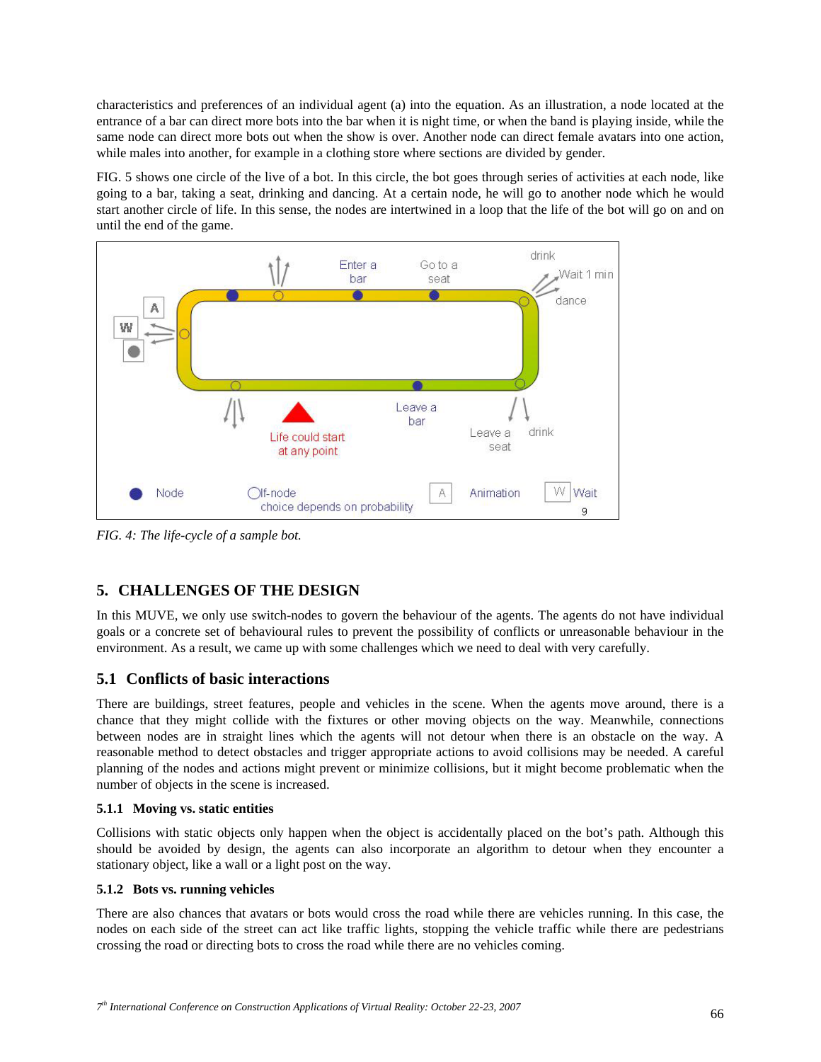characteristics and preferences of an individual agent (a) into the equation. As an illustration, a node located at the entrance of a bar can direct more bots into the bar when it is night time, or when the band is playing inside, while the same node can direct more bots out when the show is over. Another node can direct female avatars into one action, while males into another, for example in a clothing store where sections are divided by gender.

FIG. 5 shows one circle of the live of a bot. In this circle, the bot goes through series of activities at each node, like going to a bar, taking a seat, drinking and dancing. At a certain node, he will go to another node which he would start another circle of life. In this sense, the nodes are intertwined in a loop that the life of the bot will go on and on until the end of the game.

*FIG. 4: The life-cycle of a sample bot.*

## 5. CHALLENGES OF THE DESIGN

In this MUVE, we only use switch-nodes to govern the behaviour of the agents. The agents do not have individual goals or a concrete set of behavioural rules to prevent the possibility of conflicts or unreasonable behaviour in the environment. As a result, we came up with some challenges which we need to deal with very carefully.

### 5.1 Conflicts of basic interactions

There are buildings, street features, people and vehicles in the scene. When the agents move around, there is a chance that they might collide with the fixtures or other moving objects on the way. Meanwhile, connections between nodes are in straight lines which the agents will not detour when there is an obstacle on the way. A reasonable method to detect obstacles and trigger appropriate actions to avoid collisions may be needed. A careful planning of the nodes and actions might prevent or minimize collisions, but it might become problematic when the number of objects in the scene is increased.

#### 5.1.1 Moving vs. static entities

Collisions with static objects only happen when the object is accidentally placed on the bot's path. Although this should be avoided by design, the agents can also incorporate an algorithm to detour when they encounter a stationary object, like a wall or a light post on the way.

#### 5.1.2 Bots vs. running vehicles

There are also chances that avatars or bots would cross the road while there are vehicles running. In this case, the nodes on each side of the street can act like traffic lights, stopping the vehicle traffic while there are pedestrians crossing the road or directing bots to cross the road while there are no vehicles coming.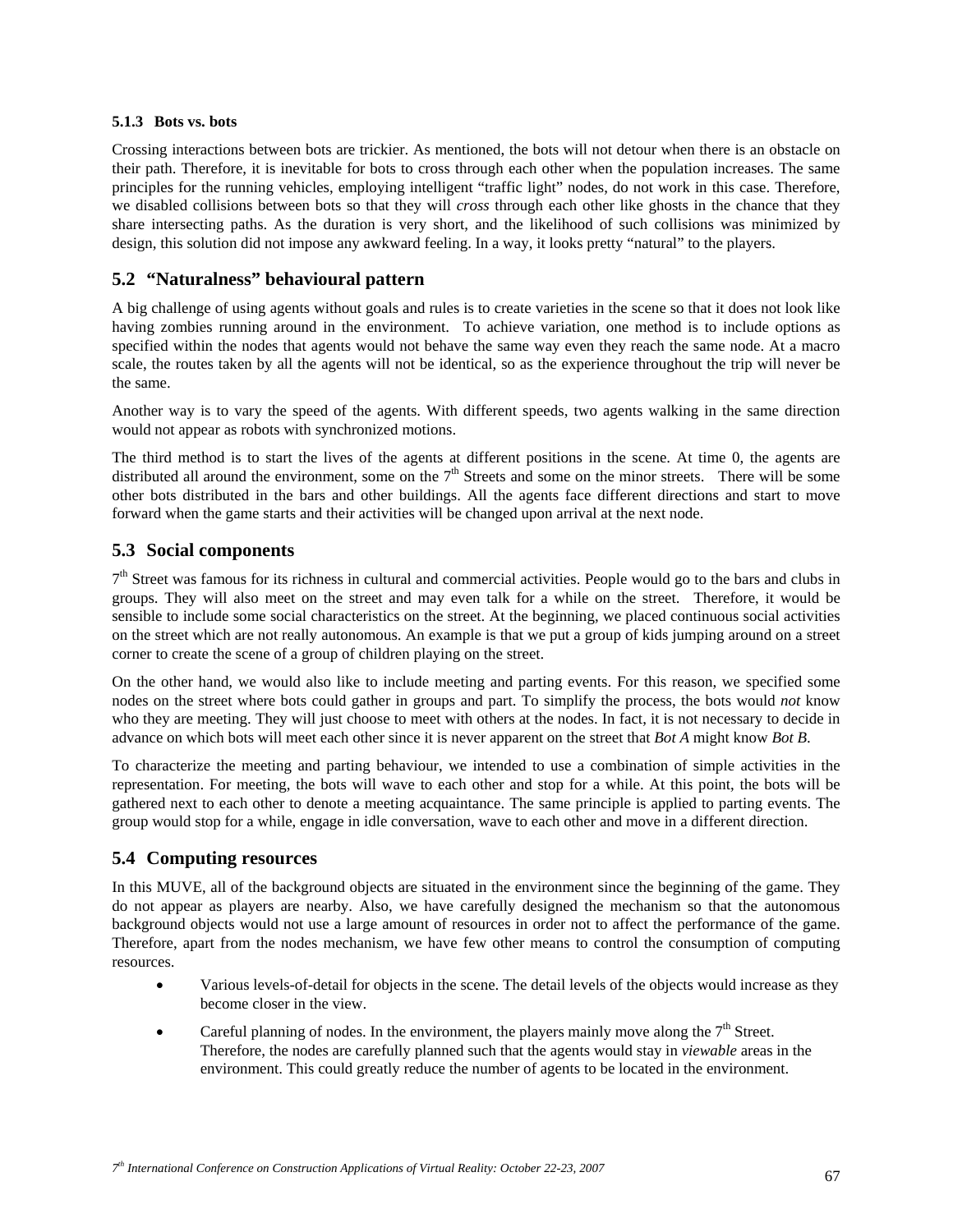#### 5.1.3 Bots vs. bots

Crossing interactions between bots are trickier. As mentioned, the bots will not detour when there is an obstacle on their path. Therefore, it is inevitable for bots to cross through each other when the population increases. The same principles for the running vehicles, employing intelligent "traffic light" nodes, do not work in this case. Therefore, we disabled collisions between bots so that they will *cross* through each other like ghosts in the chance that they share intersecting paths. As the duration is very short, and the likelihood of such collisions was minimized by design, this solution did not impose any awkward feeling. In a way, it looks pretty "natural" to the players.

## 5.2 "Naturalness" behavioural pattern

A big challenge of using agents without goals and rules is to create varieties in the scene so that it does not look like having zombies running around in the environment. To achieve variation, one method is to include options as specified within the nodes that agents would not behave the same way even they reach the same node. At a macro scale, the routes taken by all the agents will not be identical, so as the experience throughout the trip will never be the same.

Another way is to vary the speed of the agents. With different speeds, two agents walking in the same direction would not appear as robots with synchronized motions.

The third method is to start the lives of the agents at different positions in the scene. At time 0, the agents are distributed all around the environment, some on the 7th Streets and some on the minor streets. There will be some other bots distributed in the bars and other buildings. All the agents face different directions and start to move forward when the game starts and their activities will be changed upon arrival at the next node.

## 5.3 Social components

7th Street was famous for its richness in cultural and commercial activities. People would go to the bars and clubs in groups. They will also meet on the street and may even talk for a while on the street. Therefore, it would be sensible to include some social characteristics on the street. At the beginning, we placed continuous social activities on the street which are not really autonomous. An example is that we put a group of kids jumping around on a street corner to create the scene of a group of children playing on the street.

On the other hand, we would also like to include meeting and parting events. For this reason, we specified some nodes on the street where bots could gather in groups and part. To simplify the process, the bots would *not* know who they are meeting. They will just choose to meet with others at the nodes. In fact, it is not necessary to decide in advance on which bots will meet each other since it is never apparent on the street that *Bot A* might know *Bot B*.

To characterize the meeting and parting behaviour, we intended to use a combination of simple activities in the representation. For meeting, the bots will wave to each other and stop for a while. At this point, the bots will be gathered next to each other to denote a meeting acquaintance. The same principle is applied to parting events. The group would stop for a while, engage in idle conversation, wave to each other and move in a different direction.

## 5.4 Computing resources

In this MUVE, all of the background objects are situated in the environment since the beginning of the game. They do not appear as players are nearby. Also, we have carefully designed the mechanism so that the autonomous background objects would not use a large amount of resources in order not to affect the performance of the game. Therefore, apart from the nodes mechanism, we have few other means to control the consumption of computing resources.

- Various levels-of-detail for objects in the scene. The detail levels of the objects would increase as they become closer in the view.
- Careful planning of nodes. In the environment, the players mainly move along the 7th Street. Therefore, the nodes are carefully planned such that the agents would stay in *viewable* areas in the environment. This could greatly reduce the number of agents to be located in the environment.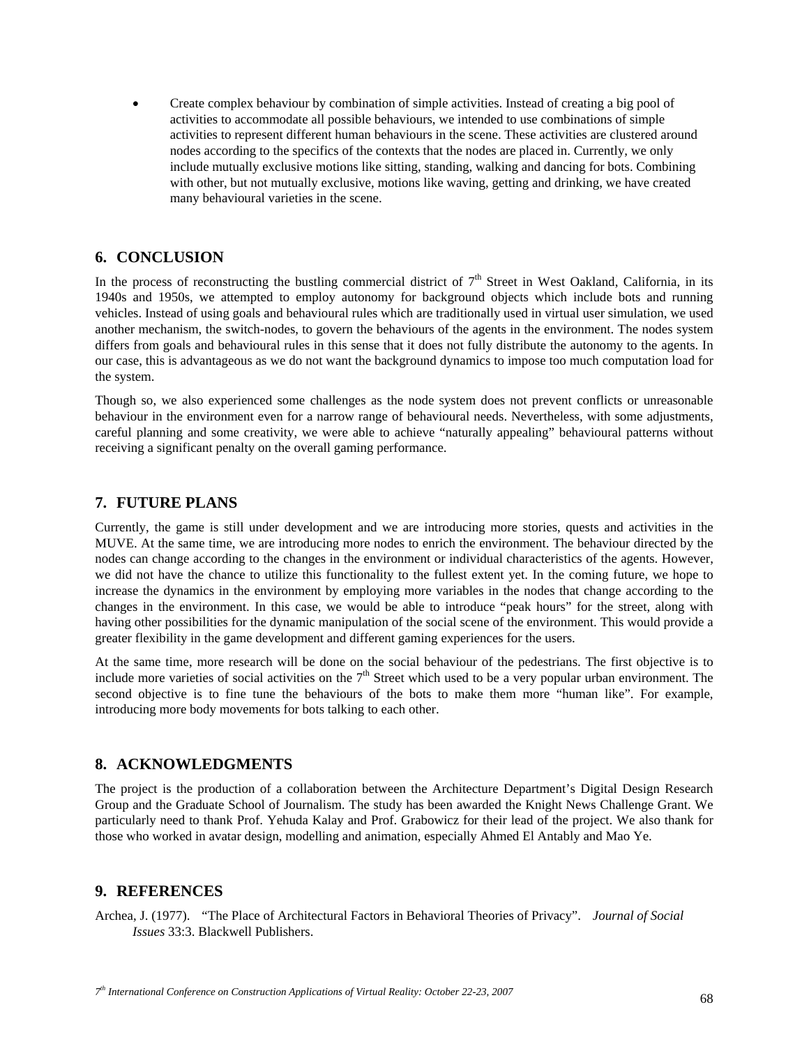- Create complex behaviour by combination of simple activities. Instead of creating a big pool of activities to accommodate all possible behaviours, we intended to use combinations of simple activities to represent different human behaviours in the scene. These activities are clustered around nodes according to the specifics of the contexts that the nodes are placed in. Currently, we only include mutually exclusive motions like sitting, standing, walking and dancing for bots. Combining with other, but not mutually exclusive, motions like waving, getting and drinking, we have created many behavioural varieties in the scene.

## 6. CONCLUSION

In the process of reconstructing the bustling commercial district of 7th Street in West Oakland, California, in its 1940s and 1950s, we attempted to employ autonomy for background objects which include bots and running vehicles. Instead of using goals and behavioural rules which are traditionally used in virtual user simulation, we used another mechanism, the switch-nodes, to govern the behaviours of the agents in the environment. The nodes system differs from goals and behavioural rules in this sense that it does not fully distribute the autonomy to the agents. In our case, this is advantageous as we do not want the background dynamics to impose too much computation load for the system.

Though so, we also experienced some challenges as the node system does not prevent conflicts or unreasonable behaviour in the environment even for a narrow range of behavioural needs. Nevertheless, with some adjustments, careful planning and some creativity, we were able to achieve "naturally appealing" behavioural patterns without receiving a significant penalty on the overall gaming performance.

## 7. FUTURE PLANS

Currently, the game is still under development and we are introducing more stories, quests and activities in the MUVE. At the same time, we are introducing more nodes to enrich the environment. The behaviour directed by the nodes can change according to the changes in the environment or individual characteristics of the agents. However, we did not have the chance to utilize this functionality to the fullest extent yet. In the coming future, we hope to increase the dynamics in the environment by employing more variables in the nodes that change according to the changes in the environment. In this case, we would be able to introduce "peak hours" for the street, along with having other possibilities for the dynamic manipulation of the social scene of the environment. This would provide a greater flexibility in the game development and different gaming experiences for the users.

At the same time, more research will be done on the social behaviour of the pedestrians. The first objective is to include more varieties of social activities on the 7th Street which used to be a very popular urban environment. The second objective is to fine tune the behaviours of the bots to make them more "human like". For example, introducing more body movements for bots talking to each other.

## 8. ACKNOWLEDGMENTS

The project is the production of a collaboration between the Architecture Department's Digital Design Research Group and the Graduate School of Journalism. The study has been awarded the Knight News Challenge Grant. We particularly need to thank Prof. Yehuda Kalay and Prof. Grabowicz for their lead of the project. We also thank for those who worked in avatar design, modelling and animation, especially Ahmed El Antably and Mao Ye.

## 9. REFERENCES

Archea, J. (1977). "The Place of Architectural Factors in Behavioral Theories of Privacy". *Journal of Social Issues* 33:3. Blackwell Publishers.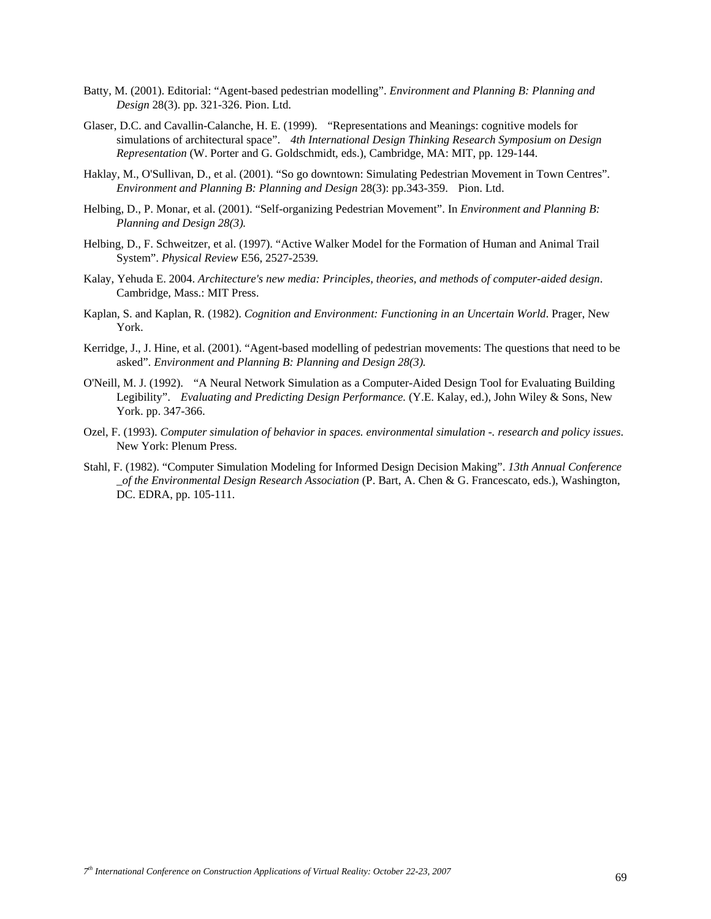Batty, M. (2001). Editorial: "Agent-based pedestrian modelling". *Environment and Planning B: Planning and Design* 28(3). pp. 321-326. Pion. Ltd.

Glaser, D.C. and Cavallin-Calanche, H. E. (1999). "Representations and Meanings: cognitive models for simulations of architectural space". *4th International Design Thinking Research Symposium on Design Representation* (W. Porter and G. Goldschmidt, eds.), Cambridge, MA: MIT, pp. 129-144.

Haklay, M., O'Sullivan, D., et al. (2001). "So go downtown: Simulating Pedestrian Movement in Town Centres". *Environment and Planning B: Planning and Design* 28(3): pp.343-359. Pion. Ltd.

Helbing, D., P. Monar, et al. (2001). "Self-organizing Pedestrian Movement". In *Environment and Planning B: Planning and Design 28(3).*

Helbing, D., F. Schweitzer, et al. (1997). "Active Walker Model for the Formation of Human and Animal Trail System". *Physical Review* E56, 2527-2539*.*

Kalay, Yehuda E. 2004. *Architecture's new media: Principles, theories, and methods of computer-aided design*. Cambridge, Mass.: MIT Press.

Kaplan, S. and Kaplan, R. (1982). *Cognition and Environment: Functioning in an Uncertain World*. Prager, New York.

Kerridge, J., J. Hine, et al. (2001). "Agent-based modelling of pedestrian movements: The questions that need to be asked". *Environment and Planning B: Planning and Design 28(3).*

O'Neill, M. J. (1992). "A Neural Network Simulation as a Computer-Aided Design Tool for Evaluating Building Legibility". *Evaluating and Predicting Design Performance.* (Y.E. Kalay, ed.), John Wiley & Sons, New York. pp. 347-366.

Ozel, F. (1993). *Computer simulation of behavior in spaces. environmental simulation -. research and policy issues*. New York: Plenum Press.

Stahl, F. (1982). "Computer Simulation Modeling for Informed Design Decision Making". *13th Annual Conference _of the Environmental Design Research Association* (P. Bart, A. Chen & G. Francescato, eds.), Washington, DC. EDRA, pp. 105-111.